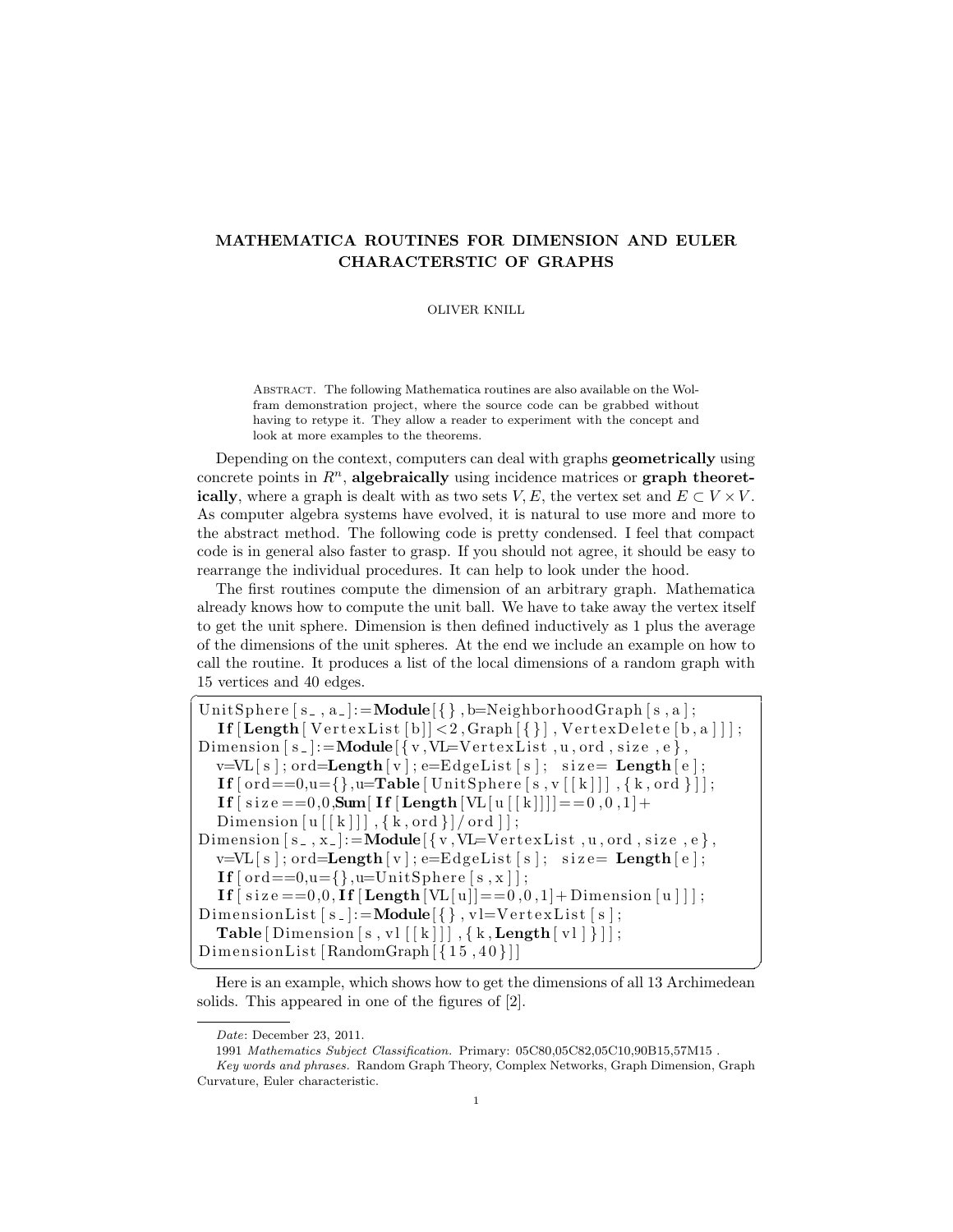# MATHEMATICA ROUTINES FOR DIMENSION AND EULER CHARACTERSTIC OF GRAPHS

OLIVER KNILL

Abstract. The following Mathematica routines are also available on the Wolfram demonstration project, where the source code can be grabbed without having to retype it. They allow a reader to experiment with the concept and look at more examples to the theorems.

Depending on the context, computers can deal with graphs **geometrically** using concrete points in $R^n$, **algebraically** using incidence matrices or **graph theoretically**, where a graph is dealt with as two sets $V, E$, the vertex set and $E \subset V \times V$. As computer algebra systems have evolved, it is natural to use more and more to the abstract method. The following code is pretty condensed. I feel that compact code is in general also faster to grasp. If you should not agree, it should be easy to rearrange the individual procedures. It can help to look under the hood.

The first routines compute the dimension of an arbitrary graph. Mathematica already knows how to compute the unit ball. We have to take away the vertex itself to get the unit sphere. Dimension is then defined inductively as 1 plus the average of the dimensions of the unit spheres. At the end we include an example on how to call the routine. It produces a list of the local dimensions of a random graph with 15 vertices and 40 edges.

```
UnitSphere[s_,a_]:=Module[{},b=NeighborhoodGraph[s,a];
   If[Length[VertexList[b]]<2,Graph[{}],VertexDelete[b,a]]];
Dimension[s_]:=Module[{v,VL=VertexList,u,ord,size,e},
   v=VL[s];ord=Length[v];e=EdgeList[s];  size= Length[e];
   If[ord==0,u={},u=Table[UnitSphere[s,v[[k]]],{k,ord}]];
   If[size==0,0,Sum[If[Length[VL[u[[k]]]]==0,0,1]+
   Dimension[u[[k]]],{k,ord}]/ord]];
Dimension[s_,x_]:=Module[{v,VL=VertexList,u,ord,size,e},
   v=VL[s];ord=Length[v];e=EdgeList[s];  size= Length[e];
   If[ord==0,u={},u=UnitSphere[s,x]];
   If[size==0,0,If[Length[VL[u]]==0,0,1]+Dimension[u]]];
DimensionList[s_]:=Module[{},vl=VertexList[s];
   Table[Dimension[s,vl[[k]]],{k,Length[vl]}]];
DimensionList[RandomGraph[{15,40}]]
```

Here is an example, which shows how to get the dimensions of all 13 Archimedean solids. This appeared in one of the figures of [2].

*Date*: December 23, 2011.

1991 *Mathematics Subject Classification.* Primary: 05C80,05C82,05C10,90B15,57M15 .

*Key words and phrases.* Random Graph Theory, Complex Networks, Graph Dimension, Graph Curvature, Euler characteristic.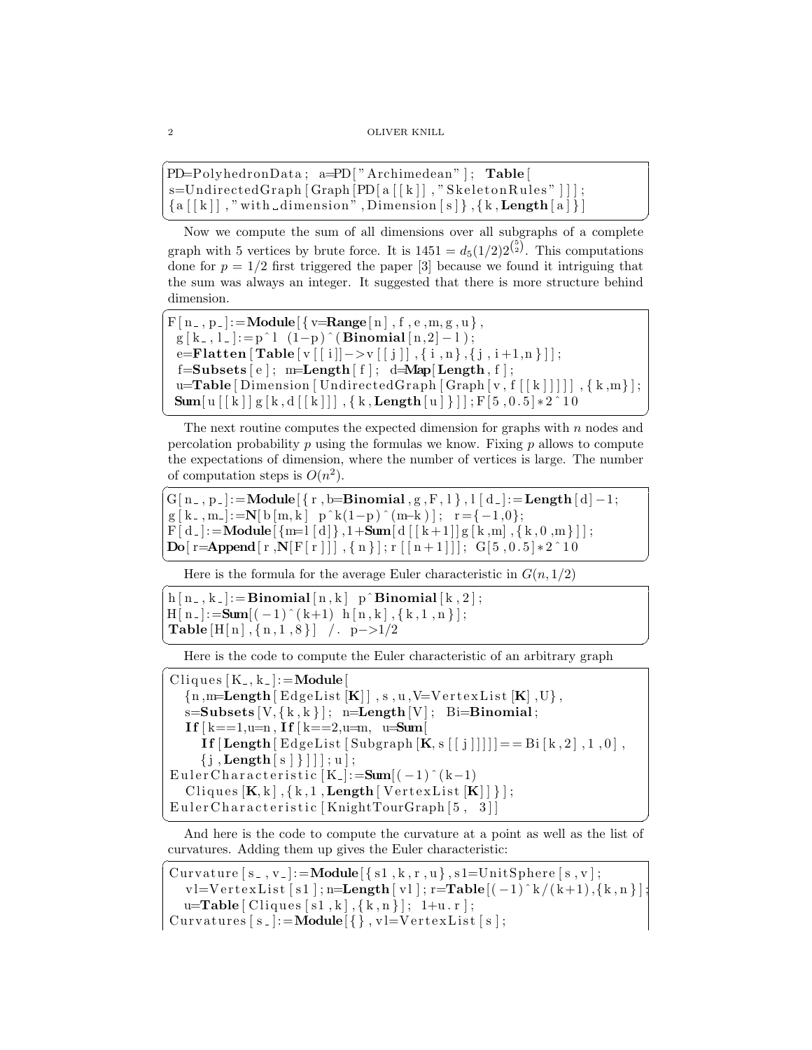```
PD=PolyhedronData; a=PD["Archimedean"]; Table[
s=UndirectedGraph[Graph[PD[a[[k]],"SkeletonRules"]]];
{a[[k]],"with dimension",Dimension[s]},{k,Length[a]}]
```

Now we compute the sum of all dimensions over all subgraphs of a complete graph with 5 vertices by brute force. It is $1451 = d_5(1/2)2^{\binom{5}{2}}$. This computations done for $p = 1/2$ first triggered the paper [3] because we found it intriguing that the sum was always an integer. It suggested that there is more structure behind dimension.

```
F[n_,p_]:=Module[{v=Range[n],f,e,m,g,u},
 g[k_,l_]:=p^l (1-p)^(Binomial[n,2]-l);
 e=Flatten[Table[v[[i]]->v[[j]],{i,n},{j,i+1,n}]];
 f=Subsets[e]; m=Length[f]; d=Map[Length,f];
 u=Table[Dimension[UndirectedGraph[Graph[v,f[[k]]]]],{k,m}];
 Sum[u[[k]] g[k,d[[k]]],{k,Length[u]}]];F[5,0.5]*2^10
```

The next routine computes the expected dimension for graphs with $n$ nodes and percolation probability $p$ using the formulas we know. Fixing $p$ allows to compute the expectations of dimension, where the number of vertices is large. The number of computation steps is $O(n^2)$.

```
G[n_,p_]:=Module[{r,b=Binomial,g,F,l},l[d_]:=Length[d]-1;
g[k_,m_]:=N[b[m,k]  p^k(1-p)^(m-k)];  r={-1,0};
F[d_]:=Module[{m=l[d]},1+Sum[d[[k+1]]g[k,m],{k,0,m}]];
Do[r=Append[r,N[F[r]]],{n}];r[[n+1]]]; G[5,0.5]*2^10
```

Here is the formula for the average Euler characteristic in $G(n, 1/2)$

```
h[n_,k_]:=Binomial[n,k] p^Binomial[k,2];
H[n_]:=Sum[(-1)^(k+1) h[n,k],{k,1,n}];
Table[H[n],{n,1,8}] /. p->1/2
```

Here is the code to compute the Euler characteristic of an arbitrary graph

```
Cliques[K_,k_]:=Module[
  {n,m=Length[EdgeList[K]],s,u,V=VertexList[K],U},
  s=Subsets[V,{k,k}]; n=Length[V]; Bi=Binomial;
  If[k==1,u=n,If[k==2,u=m, u=Sum[
    If[Length[EdgeList[Subgraph[K,s[[j]]]]]==Bi[k,2],1,0],
    {j,Length[s]}]]];u];
EulerCharacteristic[K_]:=Sum[(-1)^(k-1)
  Cliques[K,k],{k,1,Length[VertexList[K]]}];
EulerCharacteristic[KnightTourGraph[5, 3]]
```

And here is the code to compute the curvature at a point as well as the list of curvatures. Adding them up gives the Euler characteristic:

```
Curvature[s_,v_]:=Module[{s1,k,r,u},s1=UnitSphere[s,v];
  vl=VertexList[s1];n=Length[vl];r=Table[(-1)^k/(k+1),{k,n}];
  u=Table[Cliques[s1,k],{k,n}]; 1+u.r];
Curvatures[s_]:=Module[{},vl=VertexList[s];
```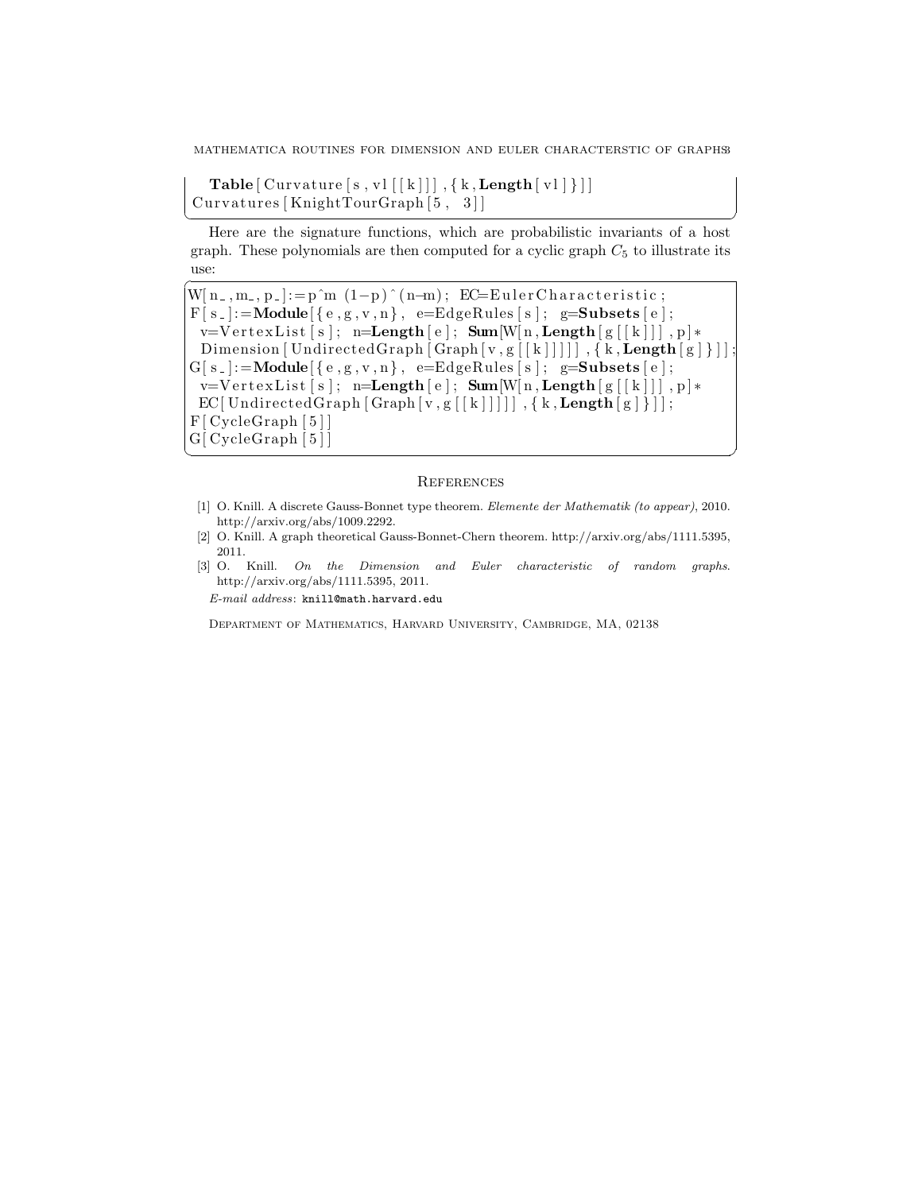```
  Table[Curvature[s, vl[[k]]], {k, Length[vl]}]]
Curvatures[KnightTourGraph[5, 3]]
```

Here are the signature functions, which are probabilistic invariants of a host graph. These polynomials are then computed for a cyclic graph $C_5$ to illustrate its use:

```
W[n_, m_, p_]:=p^m (1-p)^(n-m); EC=EulerCharacteristic;
F[s_]:=Module[{e, g, v, n}, e=EdgeRules[s]; g=Subsets[e];
  v=VertexList[s]; n=Length[e]; Sum[W[n, Length[g[[k]]], p]*
  Dimension[UndirectedGraph[Graph[v, g[[k]]]]], {k, Length[g]}]];
G[s_]:=Module[{e, g, v, n}, e=EdgeRules[s]; g=Subsets[e];
  v=VertexList[s]; n=Length[e]; Sum[W[n, Length[g[[k]]], p]*
  EC[UndirectedGraph[Graph[v, g[[k]]]]], {k, Length[g]}]];
F[CycleGraph[5]]
G[CycleGraph[5]]
```

## References

[1] O. Knill. A discrete Gauss-Bonnet type theorem. *Elemente der Mathematik (to appear)*, 2010. http://arxiv.org/abs/1009.2292.

[2] O. Knill. A graph theoretical Gauss-Bonnet-Chern theorem. http://arxiv.org/abs/1111.5395, 2011.

[3] O. Knill. *On the Dimension and Euler characteristic of random graphs.* http://arxiv.org/abs/1111.5395, 2011.

*E-mail address*: `knill@math.harvard.edu`

Department of Mathematics, Harvard University, Cambridge, MA, 02138